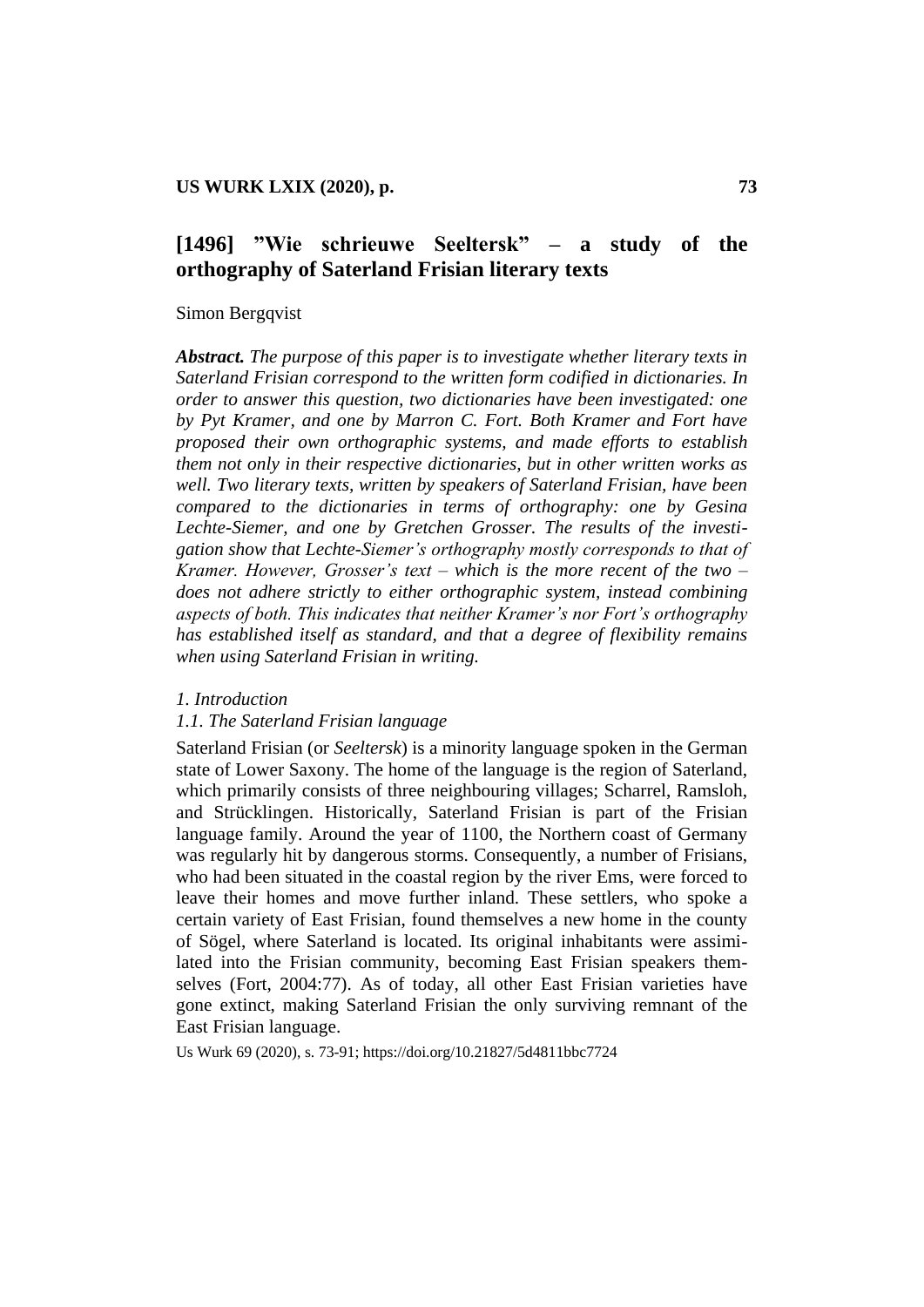# [1496] "Wie schrieuwe Seeltersk" – a study of the orthography of Saterland Frisian literary texts

Simon Bergqvist

***Abstract.*** *The purpose of this paper is to investigate whether literary texts in Saterland Frisian correspond to the written form codified in dictionaries. In order to answer this question, two dictionaries have been investigated: one by Pyt Kramer, and one by Marron C. Fort. Both Kramer and Fort have proposed their own orthographic systems, and made efforts to establish them not only in their respective dictionaries, but in other written works as well. Two literary texts, written by speakers of Saterland Frisian, have been compared to the dictionaries in terms of orthography: one by Gesina Lechte-Siemer, and one by Gretchen Grosser. The results of the investigation show that Lechte-Siemer's orthography mostly corresponds to that of Kramer. However, Grosser's text – which is the more recent of the two – does not adhere strictly to either orthographic system, instead combining aspects of both. This indicates that neither Kramer's nor Fort's orthography has established itself as standard, and that a degree of flexibility remains when using Saterland Frisian in writing.*

## *1. Introduction*

### *1.1. The Saterland Frisian language*

Saterland Frisian (or *Seeltersk*) is a minority language spoken in the German state of Lower Saxony. The home of the language is the region of Saterland, which primarily consists of three neighbouring villages; Scharrel, Ramsloh, and Strücklingen. Historically, Saterland Frisian is part of the Frisian language family. Around the year of 1100, the Northern coast of Germany was regularly hit by dangerous storms. Consequently, a number of Frisians, who had been situated in the coastal region by the river Ems, were forced to leave their homes and move further inland. These settlers, who spoke a certain variety of East Frisian, found themselves a new home in the county of Sögel, where Saterland is located. Its original inhabitants were assimilated into the Frisian community, becoming East Frisian speakers themselves (Fort, 2004:77). As of today, all other East Frisian varieties have gone extinct, making Saterland Frisian the only surviving remnant of the East Frisian language.

Us Wurk 69 (2020), s. 73-91; https://doi.org/10.21827/5d4811bbc7724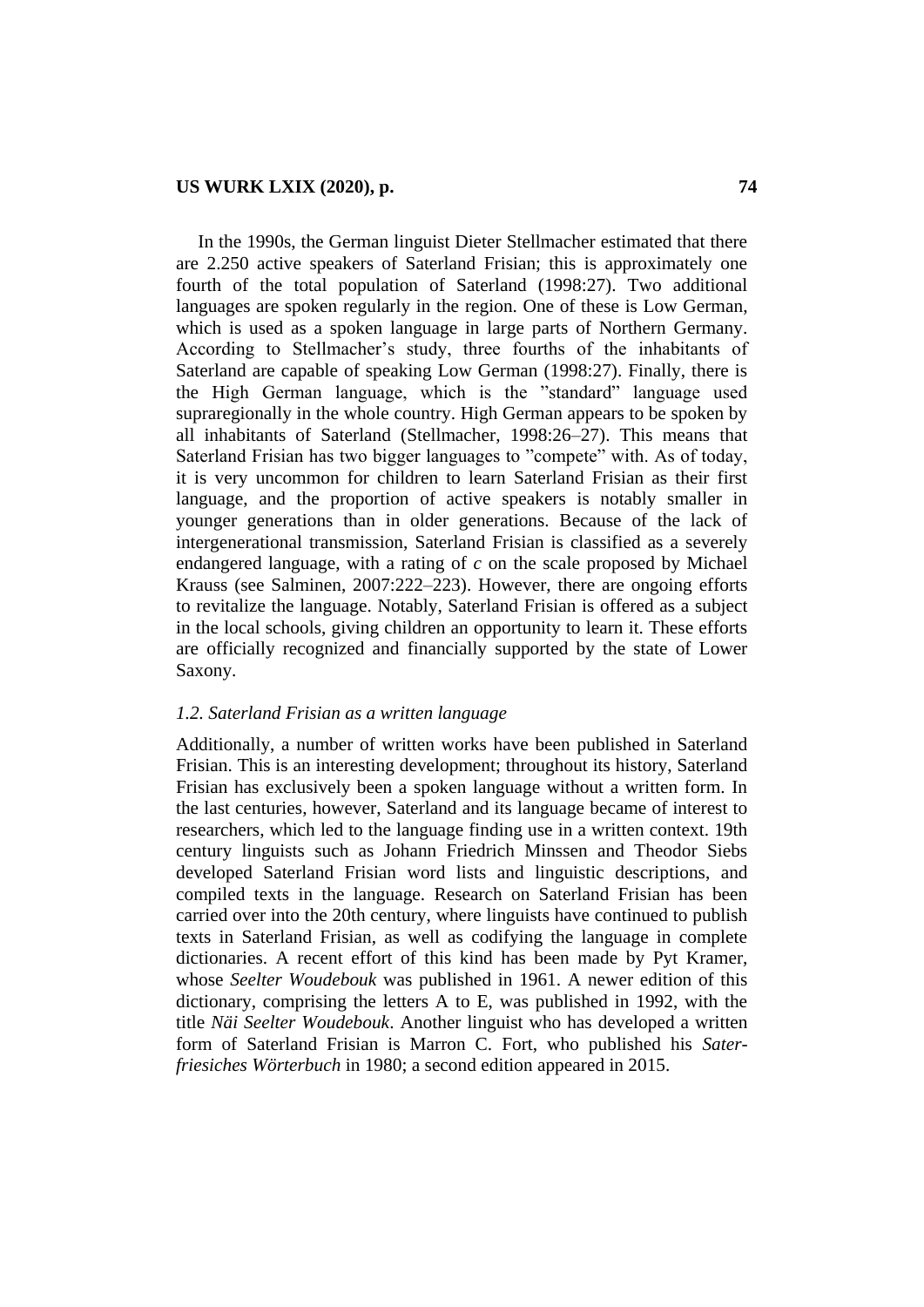In the 1990s, the German linguist Dieter Stellmacher estimated that there are 2.250 active speakers of Saterland Frisian; this is approximately one fourth of the total population of Saterland (1998:27). Two additional languages are spoken regularly in the region. One of these is Low German, which is used as a spoken language in large parts of Northern Germany. According to Stellmacher's study, three fourths of the inhabitants of Saterland are capable of speaking Low German (1998:27). Finally, there is the High German language, which is the "standard" language used supraregionally in the whole country. High German appears to be spoken by all inhabitants of Saterland (Stellmacher, 1998:26–27). This means that Saterland Frisian has two bigger languages to "compete" with. As of today, it is very uncommon for children to learn Saterland Frisian as their first language, and the proportion of active speakers is notably smaller in younger generations than in older generations. Because of the lack of intergenerational transmission, Saterland Frisian is classified as a severely endangered language, with a rating of *c* on the scale proposed by Michael Krauss (see Salminen, 2007:222–223). However, there are ongoing efforts to revitalize the language. Notably, Saterland Frisian is offered as a subject in the local schools, giving children an opportunity to learn it. These efforts are officially recognized and financially supported by the state of Lower Saxony.

### *1.2. Saterland Frisian as a written language*

Additionally, a number of written works have been published in Saterland Frisian. This is an interesting development; throughout its history, Saterland Frisian has exclusively been a spoken language without a written form. In the last centuries, however, Saterland and its language became of interest to researchers, which led to the language finding use in a written context. 19th century linguists such as Johann Friedrich Minssen and Theodor Siebs developed Saterland Frisian word lists and linguistic descriptions, and compiled texts in the language. Research on Saterland Frisian has been carried over into the 20th century, where linguists have continued to publish texts in Saterland Frisian, as well as codifying the language in complete dictionaries. A recent effort of this kind has been made by Pyt Kramer, whose *Seelter Woudebouk* was published in 1961. A newer edition of this dictionary, comprising the letters A to E, was published in 1992, with the title *Näi Seelter Woudebouk*. Another linguist who has developed a written form of Saterland Frisian is Marron C. Fort, who published his *Saterfriesiches Wörterbuch* in 1980; a second edition appeared in 2015.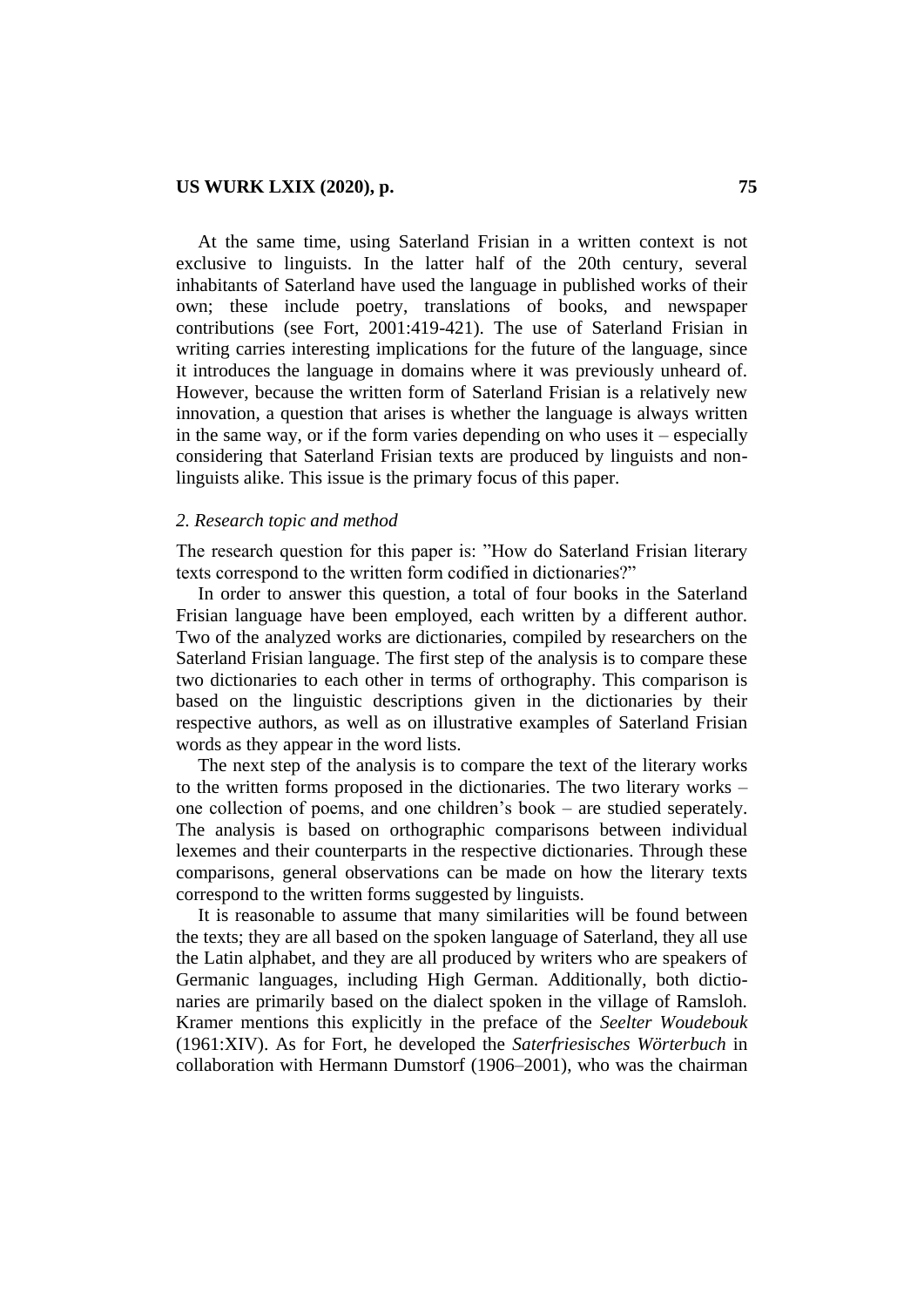At the same time, using Saterland Frisian in a written context is not exclusive to linguists. In the latter half of the 20th century, several inhabitants of Saterland have used the language in published works of their own; these include poetry, translations of books, and newspaper contributions (see Fort, 2001:419-421). The use of Saterland Frisian in writing carries interesting implications for the future of the language, since it introduces the language in domains where it was previously unheard of. However, because the written form of Saterland Frisian is a relatively new innovation, a question that arises is whether the language is always written in the same way, or if the form varies depending on who uses it – especially considering that Saterland Frisian texts are produced by linguists and non-linguists alike. This issue is the primary focus of this paper.

## *2. Research topic and method*

The research question for this paper is: ”How do Saterland Frisian literary texts correspond to the written form codified in dictionaries?”

In order to answer this question, a total of four books in the Saterland Frisian language have been employed, each written by a different author. Two of the analyzed works are dictionaries, compiled by researchers on the Saterland Frisian language. The first step of the analysis is to compare these two dictionaries to each other in terms of orthography. This comparison is based on the linguistic descriptions given in the dictionaries by their respective authors, as well as on illustrative examples of Saterland Frisian words as they appear in the word lists.

The next step of the analysis is to compare the text of the literary works to the written forms proposed in the dictionaries. The two literary works – one collection of poems, and one children's book – are studied seperately. The analysis is based on orthographic comparisons between individual lexemes and their counterparts in the respective dictionaries. Through these comparisons, general observations can be made on how the literary texts correspond to the written forms suggested by linguists.

It is reasonable to assume that many similarities will be found between the texts; they are all based on the spoken language of Saterland, they all use the Latin alphabet, and they are all produced by writers who are speakers of Germanic languages, including High German. Additionally, both dictionaries are primarily based on the dialect spoken in the village of Ramsloh. Kramer mentions this explicitly in the preface of the *Seelter Woudebouk* (1961:XIV). As for Fort, he developed the *Saterfriesisches Wörterbuch* in collaboration with Hermann Dumstorf (1906–2001), who was the chairman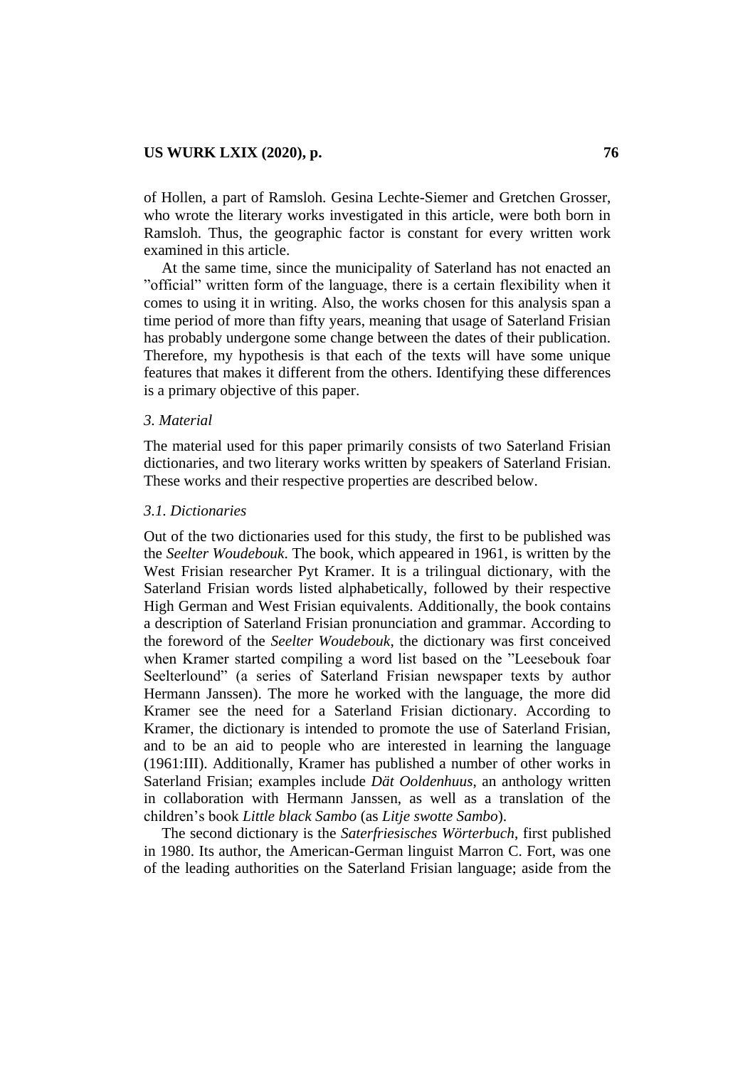of Hollen, a part of Ramsloh. Gesina Lechte-Siemer and Gretchen Grosser, who wrote the literary works investigated in this article, were both born in Ramsloh. Thus, the geographic factor is constant for every written work examined in this article.

At the same time, since the municipality of Saterland has not enacted an "official" written form of the language, there is a certain flexibility when it comes to using it in writing. Also, the works chosen for this analysis span a time period of more than fifty years, meaning that usage of Saterland Frisian has probably undergone some change between the dates of their publication. Therefore, my hypothesis is that each of the texts will have some unique features that makes it different from the others. Identifying these differences is a primary objective of this paper.

### *3. Material*

The material used for this paper primarily consists of two Saterland Frisian dictionaries, and two literary works written by speakers of Saterland Frisian. These works and their respective properties are described below.

#### *3.1. Dictionaries*

Out of the two dictionaries used for this study, the first to be published was the *Seelter Woudebouk*. The book, which appeared in 1961, is written by the West Frisian researcher Pyt Kramer. It is a trilingual dictionary, with the Saterland Frisian words listed alphabetically, followed by their respective High German and West Frisian equivalents. Additionally, the book contains a description of Saterland Frisian pronunciation and grammar. According to the foreword of the *Seelter Woudebouk*, the dictionary was first conceived when Kramer started compiling a word list based on the "Leesebouk foar Seelterlound" (a series of Saterland Frisian newspaper texts by author Hermann Janssen). The more he worked with the language, the more did Kramer see the need for a Saterland Frisian dictionary. According to Kramer, the dictionary is intended to promote the use of Saterland Frisian, and to be an aid to people who are interested in learning the language (1961:III). Additionally, Kramer has published a number of other works in Saterland Frisian; examples include *Dät Ooldenhuus*, an anthology written in collaboration with Hermann Janssen, as well as a translation of the children's book *Little black Sambo* (as *Litje swotte Sambo*).

The second dictionary is the *Saterfriesisches Wörterbuch*, first published in 1980. Its author, the American-German linguist Marron C. Fort, was one of the leading authorities on the Saterland Frisian language; aside from the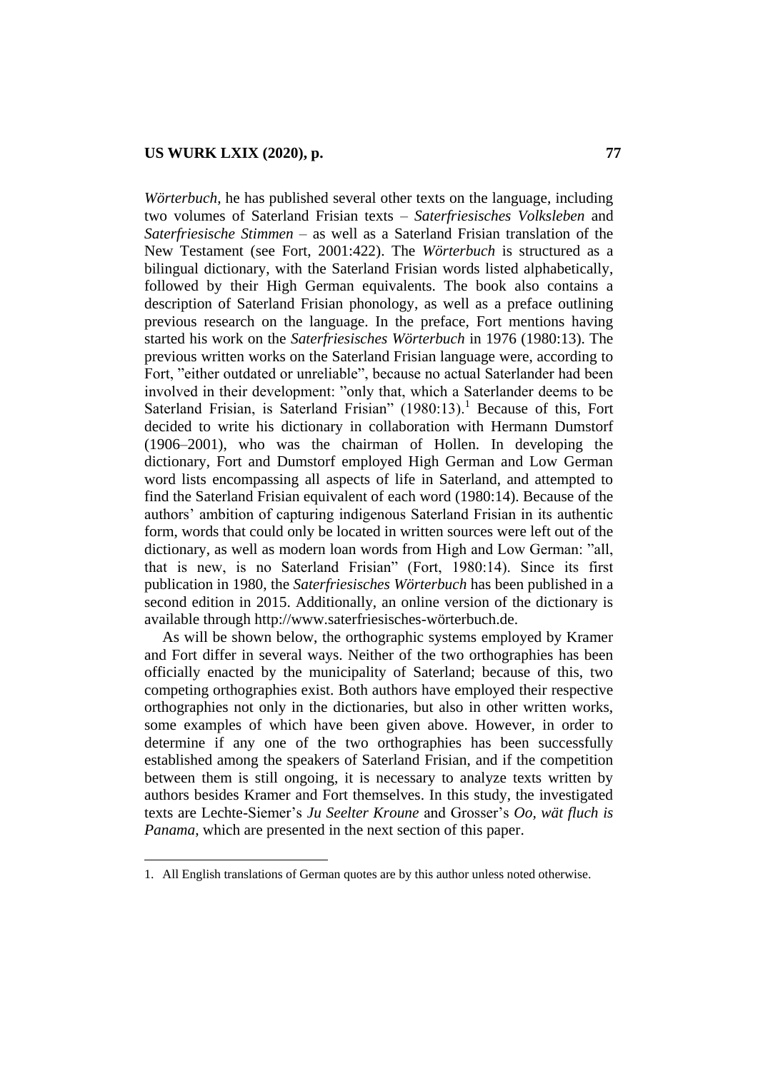*Wörterbuch*, he has published several other texts on the language, including two volumes of Saterland Frisian texts – *Saterfriesisches Volksleben* and *Saterfriesische Stimmen* – as well as a Saterland Frisian translation of the New Testament (see Fort, 2001:422). The *Wörterbuch* is structured as a bilingual dictionary, with the Saterland Frisian words listed alphabetically, followed by their High German equivalents. The book also contains a description of Saterland Frisian phonology, as well as a preface outlining previous research on the language. In the preface, Fort mentions having started his work on the *Saterfriesisches Wörterbuch* in 1976 (1980:13). The previous written works on the Saterland Frisian language were, according to Fort, "either outdated or unreliable", because no actual Saterlander had been involved in their development: "only that, which a Saterlander deems to be Saterland Frisian, is Saterland Frisian" (1980:13).[1] Because of this, Fort decided to write his dictionary in collaboration with Hermann Dumstorf (1906–2001), who was the chairman of Hollen. In developing the dictionary, Fort and Dumstorf employed High German and Low German word lists encompassing all aspects of life in Saterland, and attempted to find the Saterland Frisian equivalent of each word (1980:14). Because of the authors' ambition of capturing indigenous Saterland Frisian in its authentic form, words that could only be located in written sources were left out of the dictionary, as well as modern loan words from High and Low German: "all, that is new, is no Saterland Frisian" (Fort, 1980:14). Since its first publication in 1980, the *Saterfriesisches Wörterbuch* has been published in a second edition in 2015. Additionally, an online version of the dictionary is available through http://www.saterfriesisches-wörterbuch.de.

As will be shown below, the orthographic systems employed by Kramer and Fort differ in several ways. Neither of the two orthographies has been officially enacted by the municipality of Saterland; because of this, two competing orthographies exist. Both authors have employed their respective orthographies not only in the dictionaries, but also in other written works, some examples of which have been given above. However, in order to determine if any one of the two orthographies has been successfully established among the speakers of Saterland Frisian, and if the competition between them is still ongoing, it is necessary to analyze texts written by authors besides Kramer and Fort themselves. In this study, the investigated texts are Lechte-Siemer's *Ju Seelter Kroune* and Grosser's *Oo, wät fluch is Panama*, which are presented in the next section of this paper.

1. All English translations of German quotes are by this author unless noted otherwise.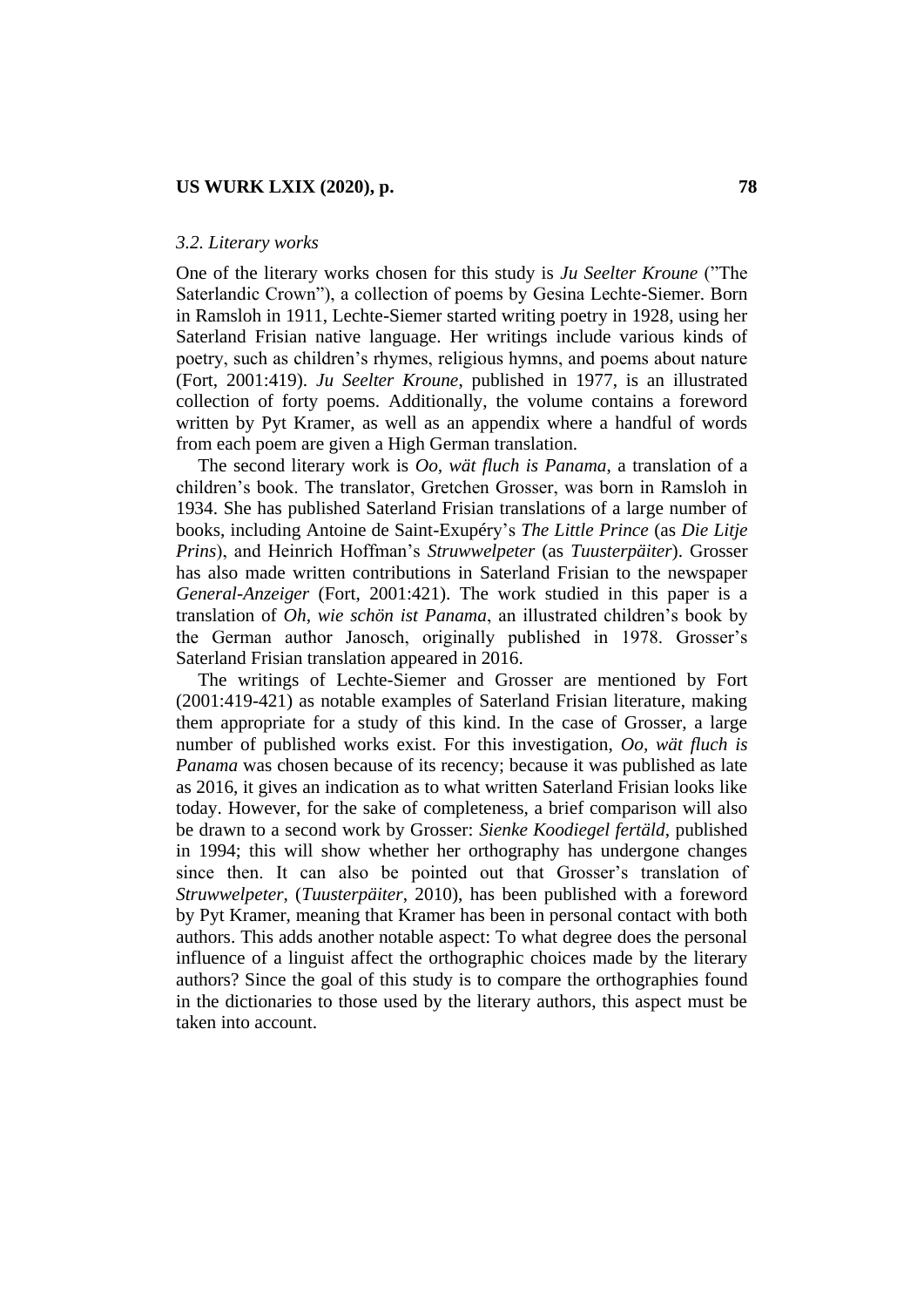### *3.2. Literary works*

One of the literary works chosen for this study is *Ju Seelter Kroune* (”The Saterlandic Crown”), a collection of poems by Gesina Lechte-Siemer. Born in Ramsloh in 1911, Lechte-Siemer started writing poetry in 1928, using her Saterland Frisian native language. Her writings include various kinds of poetry, such as children’s rhymes, religious hymns, and poems about nature (Fort, 2001:419). *Ju Seelter Kroune*, published in 1977, is an illustrated collection of forty poems. Additionally, the volume contains a foreword written by Pyt Kramer, as well as an appendix where a handful of words from each poem are given a High German translation.

The second literary work is *Oo, wät fluch is Panama*, a translation of a children’s book. The translator, Gretchen Grosser, was born in Ramsloh in 1934. She has published Saterland Frisian translations of a large number of books, including Antoine de Saint-Exupéry’s *The Little Prince* (as *Die Litje Prins*), and Heinrich Hoffman’s *Struwwelpeter* (as *Tuusterpäiter*). Grosser has also made written contributions in Saterland Frisian to the newspaper *General-Anzeiger* (Fort, 2001:421). The work studied in this paper is a translation of *Oh, wie schön ist Panama*, an illustrated children’s book by the German author Janosch, originally published in 1978. Grosser’s Saterland Frisian translation appeared in 2016.

The writings of Lechte-Siemer and Grosser are mentioned by Fort (2001:419-421) as notable examples of Saterland Frisian literature, making them appropriate for a study of this kind. In the case of Grosser, a large number of published works exist. For this investigation, *Oo, wät fluch is Panama* was chosen because of its recency; because it was published as late as 2016, it gives an indication as to what written Saterland Frisian looks like today. However, for the sake of completeness, a brief comparison will also be drawn to a second work by Grosser: *Sienke Koodiegel fertäld*, published in 1994; this will show whether her orthography has undergone changes since then. It can also be pointed out that Grosser’s translation of *Struwwelpeter*, (*Tuusterpäiter*, 2010), has been published with a foreword by Pyt Kramer, meaning that Kramer has been in personal contact with both authors. This adds another notable aspect: To what degree does the personal influence of a linguist affect the orthographic choices made by the literary authors? Since the goal of this study is to compare the orthographies found in the dictionaries to those used by the literary authors, this aspect must be taken into account.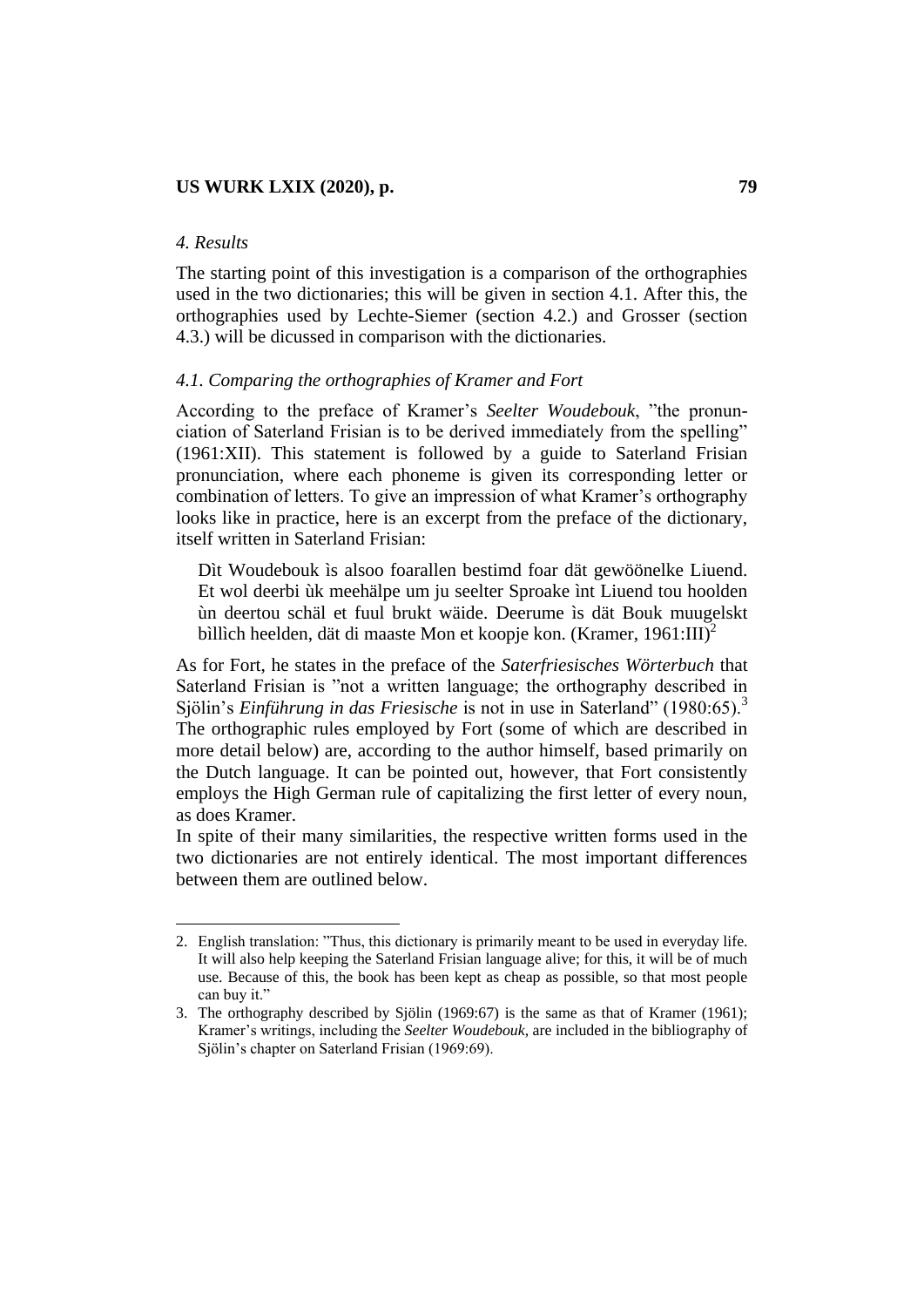*4. Results*

The starting point of this investigation is a comparison of the orthographies used in the two dictionaries; this will be given in section 4.1. After this, the orthographies used by Lechte-Siemer (section 4.2.) and Grosser (section 4.3.) will be dicussed in comparison with the dictionaries.

*4.1. Comparing the orthographies of Kramer and Fort*

According to the preface of Kramer's *Seelter Woudebouk*, "the pronunciation of Saterland Frisian is to be derived immediately from the spelling" (1961:XII). This statement is followed by a guide to Saterland Frisian pronunciation, where each phoneme is given its corresponding letter or combination of letters. To give an impression of what Kramer's orthography looks like in practice, here is an excerpt from the preface of the dictionary, itself written in Saterland Frisian:

> Dìt Woudebouk ìs alsoo foarallen bestimd foar dät gewöönelke Liuend. Et wol deerbi ùk meehälpe um ju seelter Sproake ìnt Liuend tou hoolden ùn deertou schäl et fuul brukt wäide. Deerume ìs dät Bouk muugelskt bìllìch heelden, dät di maaste Mon et koopje kon. (Kramer, 1961:III)[2]

As for Fort, he states in the preface of the *Saterfriesisches Wörterbuch* that Saterland Frisian is "not a written language; the orthography described in Sjölin's *Einführung in das Friesische* is not in use in Saterland" (1980:65).[3] The orthographic rules employed by Fort (some of which are described in more detail below) are, according to the author himself, based primarily on the Dutch language. It can be pointed out, however, that Fort consistently employs the High German rule of capitalizing the first letter of every noun, as does Kramer.

In spite of their many similarities, the respective written forms used in the two dictionaries are not entirely identical. The most important differences between them are outlined below.

---

2. English translation: "Thus, this dictionary is primarily meant to be used in everyday life. It will also help keeping the Saterland Frisian language alive; for this, it will be of much use. Because of this, the book has been kept as cheap as possible, so that most people can buy it."

3. The orthography described by Sjölin (1969:67) is the same as that of Kramer (1961); Kramer's writings, including the *Seelter Woudebouk*, are included in the bibliography of Sjölin's chapter on Saterland Frisian (1969:69).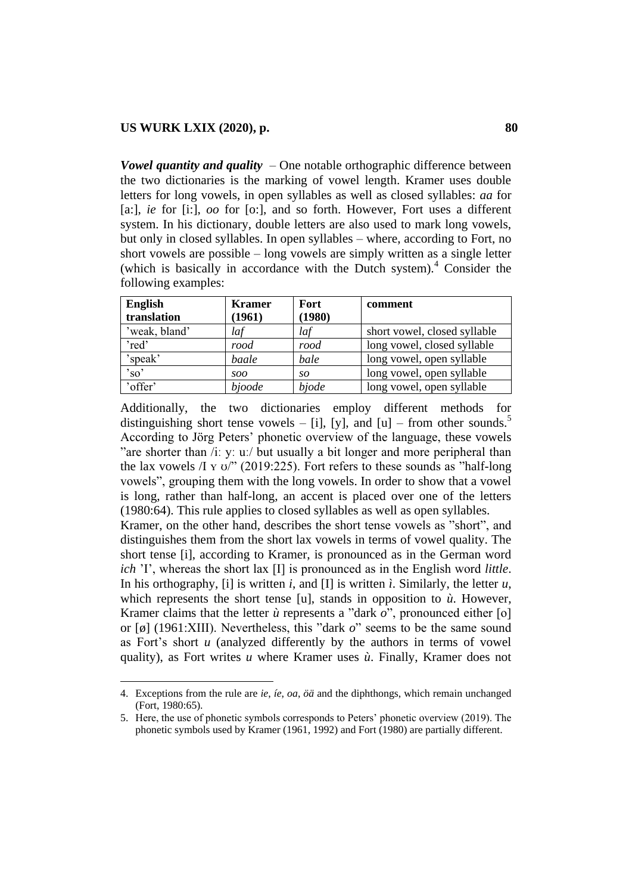***Vowel quantity and quality*** – One notable orthographic difference between the two dictionaries is the marking of vowel length. Kramer uses double letters for long vowels, in open syllables as well as closed syllables: *aa* for [a:], *ie* for [i:], *oo* for [o:], and so forth. However, Fort uses a different system. In his dictionary, double letters are also used to mark long vowels, but only in closed syllables. In open syllables – where, according to Fort, no short vowels are possible – long vowels are simply written as a single letter (which is basically in accordance with the Dutch system).[4] Consider the following examples:

| English translation | Kramer (1961) | Fort (1980) | comment |
|---|---|---|---|
| 'weak, bland' | *laf* | *laf* | short vowel, closed syllable |
| 'red' | *rood* | *rood* | long vowel, closed syllable |
| 'speak' | *baale* | *bale* | long vowel, open syllable |
| 'so' | *soo* | *so* | long vowel, open syllable |
| 'offer' | *bjoode* | *bjode* | long vowel, open syllable |

Additionally, the two dictionaries employ different methods for distinguishing short tense vowels – [i], [y], and [u] – from other sounds.[5] According to Jörg Peters' phonetic overview of the language, these vowels "are shorter than /iː yː uː/ but usually a bit longer and more peripheral than the lax vowels /ɪ ʏ ʊ/" (2019:225). Fort refers to these sounds as "half-long vowels", grouping them with the long vowels. In order to show that a vowel is long, rather than half-long, an accent is placed over one of the letters (1980:64). This rule applies to closed syllables as well as open syllables.

Kramer, on the other hand, describes the short tense vowels as "short", and distinguishes them from the short lax vowels in terms of vowel quality. The short tense [i], according to Kramer, is pronounced as in the German word *ich* 'I', whereas the short lax [I] is pronounced as in the English word *little*. In his orthography, [i] is written *i*, and [I] is written *ì*. Similarly, the letter *u*, which represents the short tense [u], stands in opposition to *ù*. However, Kramer claims that the letter *ù* represents a "dark *o*", pronounced either [o] or [ø] (1961:XIII). Nevertheless, this "dark *o*" seems to be the same sound as Fort's short *u* (analyzed differently by the authors in terms of vowel quality), as Fort writes *u* where Kramer uses *ù*. Finally, Kramer does not

---

4. Exceptions from the rule are *ie*, *íe*, *oa*, *öä* and the diphthongs, which remain unchanged (Fort, 1980:65).

5. Here, the use of phonetic symbols corresponds to Peters' phonetic overview (2019). The phonetic symbols used by Kramer (1961, 1992) and Fort (1980) are partially different.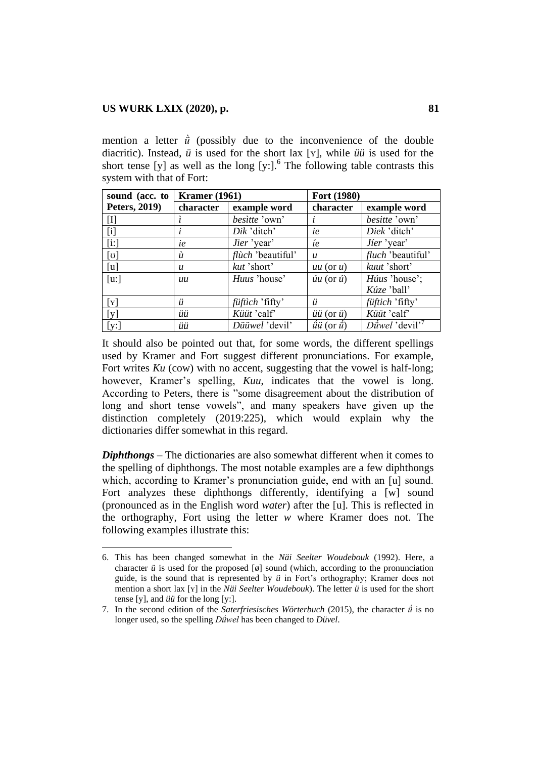mention a letter *ǖ̀* (possibly due to the inconvenience of the double diacritic). Instead, *ü* is used for the short lax [ʏ], while *üü* is used for the short tense [y] as well as the long [yː].[6] The following table contrasts this system with that of Fort:

| sound (acc. to Peters, 2019) | Kramer (1961) | | Fort (1980) | |
|---|---|---|---|---|
| | character | example word | character | example word |
| [I] | *ì* | *besìtte* 'own' | *i* | *besitte* 'own' |
| [i] | *i* | *Dik* 'ditch' | *ie* | *Diek* 'ditch' |
| [iː] | *ie* | *Jier* 'year' | *íe* | *Jíer* 'year' |
| [ʊ] | *ù* | *flùch* 'beautiful' | *u* | *fluch* 'beautiful' |
| [u] | *u* | *kut* 'short' | *uu* (or *u*) | *kuut* 'short' |
| [uː] | *uu* | *Huus* 'house' | *úu* (or *ú*) | *Húus* 'house'; *Kúze* 'ball' |
| [ʏ] | *ü* | *füftìch* 'fifty' | *ü* | *füftich* 'fifty' |
| [y] | *üü* | *Küüt* 'calf' | *üü* (or *ü*) | *Küüt* 'calf' |
| [yː] | *üü* | *Düüwel* 'devil' | *ǘü* (or *ǘ*) | *Dǘwel* 'devil'[7] |

It should also be pointed out that, for some words, the different spellings used by Kramer and Fort suggest different pronunciations. For example, Fort writes *Ku* (cow) with no accent, suggesting that the vowel is half-long; however, Kramer's spelling, *Kuu*, indicates that the vowel is long. According to Peters, there is "some disagreement about the distribution of long and short tense vowels", and many speakers have given up the distinction completely (2019:225), which would explain why the dictionaries differ somewhat in this regard.

***Diphthongs*** – The dictionaries are also somewhat different when it comes to the spelling of diphthongs. The most notable examples are a few diphthongs which, according to Kramer's pronunciation guide, end with an [u] sound. Fort analyzes these diphthongs differently, identifying a [w] sound (pronounced as in the English word *water*) after the [u]. This is reflected in the orthography, Fort using the letter *w* where Kramer does not. The following examples illustrate this:

---

6. This has been changed somewhat in the *Näi Seelter Woudebouk* (1992). Here, a character *ü̶* is used for the proposed [ø] sound (which, according to the pronunciation guide, is the sound that is represented by *ü* in Fort's orthography; Kramer does not mention a short lax [ʏ] in the *Näi Seelter Woudebouk*). The letter *ü* is used for the short tense [y], and *üü* for the long [yː].

7. In the second edition of the *Saterfriesisches Wörterbuch* (2015), the character *ǘ* is no longer used, so the spelling *Dǘwel* has been changed to *Düvel*.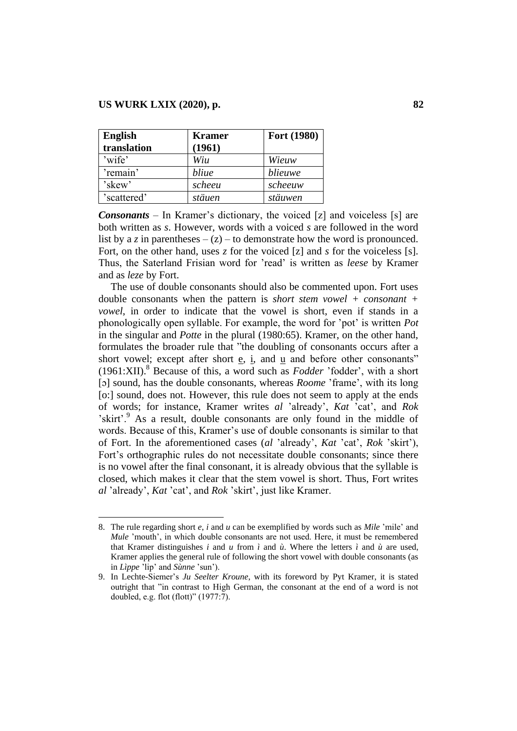| English translation | Kramer (1961) | Fort (1980) |
|---|---|---|
| ’wife’ | *Wiu* | *Wieuw* |
| ’remain’ | *bliue* | *blieuwe* |
| ’skew’ | *scheeu* | *scheeuw* |
| ’scattered’ | *stäuen* | *stäuwen* |

***Consonants*** – In Kramer’s dictionary, the voiced [z] and voiceless [s] are both written as *s*. However, words with a voiced *s* are followed in the word list by a *z* in parentheses – (z) – to demonstrate how the word is pronounced. Fort, on the other hand, uses *z* for the voiced [z] and *s* for the voiceless [s]. Thus, the Saterland Frisian word for ’read’ is written as *leese* by Kramer and as *leze* by Fort.

The use of double consonants should also be commented upon. Fort uses double consonants when the pattern is *short stem vowel + consonant + vowel*, in order to indicate that the vowel is short, even if stands in a phonologically open syllable. For example, the word for ’pot’ is written *Pot* in the singular and *Potte* in the plural (1980:65). Kramer, on the other hand, formulates the broader rule that ”the doubling of consonants occurs after a short vowel; except after short e, i, and u and before other consonants” (1961:XII).[8] Because of this, a word such as *Fodder* ’fodder’, with a short [ɔ] sound, has the double consonants, whereas *Roome* ’frame’, with its long [o:] sound, does not. However, this rule does not seem to apply at the ends of words; for instance, Kramer writes *al* ’already’, *Kat* ’cat’, and *Rok* ’skirt’.[9] As a result, double consonants are only found in the middle of words. Because of this, Kramer’s use of double consonants is similar to that of Fort. In the aforementioned cases (*al* ’already’, *Kat* ’cat’, *Rok* ’skirt’), Fort’s orthographic rules do not necessitate double consonants; since there is no vowel after the final consonant, it is already obvious that the syllable is closed, which makes it clear that the stem vowel is short. Thus, Fort writes *al* ’already’, *Kat* ’cat’, and *Rok* ’skirt’, just like Kramer.

---

8. The rule regarding short *e*, *i* and *u* can be exemplified by words such as *Mile* ’mile’ and *Mule* ’mouth’, in which double consonants are not used. Here, it must be remembered that Kramer distinguishes *i* and *u* from *ì* and *ù*. Where the letters *ì* and *ù* are used, Kramer applies the general rule of following the short vowel with double consonants (as in *Lìppe* ’lip’ and *Sùnne* ’sun’).

9. In Lechte-Siemer’s *Ju Seelter Kroune*, with its foreword by Pyt Kramer, it is stated outright that ”in contrast to High German, the consonant at the end of a word is not doubled, e.g. flot (flott)” (1977:7).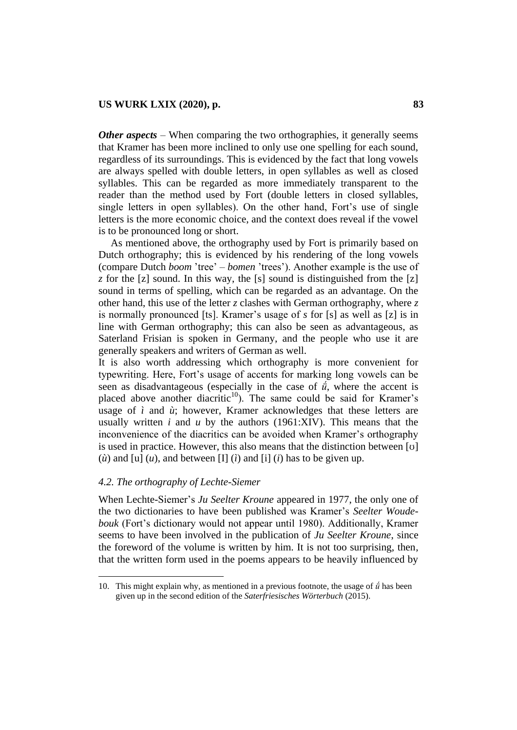***Other aspects*** – When comparing the two orthographies, it generally seems that Kramer has been more inclined to only use one spelling for each sound, regardless of its surroundings. This is evidenced by the fact that long vowels are always spelled with double letters, in open syllables as well as closed syllables. This can be regarded as more immediately transparent to the reader than the method used by Fort (double letters in closed syllables, single letters in open syllables). On the other hand, Fort's use of single letters is the more economic choice, and the context does reveal if the vowel is to be pronounced long or short.

As mentioned above, the orthography used by Fort is primarily based on Dutch orthography; this is evidenced by his rendering of the long vowels (compare Dutch *boom* 'tree' – *bomen* 'trees'). Another example is the use of *z* for the [z] sound. In this way, the [s] sound is distinguished from the [z] sound in terms of spelling, which can be regarded as an advantage. On the other hand, this use of the letter *z* clashes with German orthography, where *z* is normally pronounced [ts]. Kramer's usage of *s* for [s] as well as [z] is in line with German orthography; this can also be seen as advantageous, as Saterland Frisian is spoken in Germany, and the people who use it are generally speakers and writers of German as well.

It is also worth addressing which orthography is more convenient for typewriting. Here, Fort's usage of accents for marking long vowels can be seen as disadvantageous (especially in the case of *ǘ*, where the accent is placed above another diacritic[10]). The same could be said for Kramer's usage of *ì* and *ù*; however, Kramer acknowledges that these letters are usually written *i* and *u* by the authors (1961:XIV). This means that the inconvenience of the diacritics can be avoided when Kramer's orthography is used in practice. However, this also means that the distinction between [ʊ] (*ù*) and [u] (*u*), and between [I] (*ì*) and [i] (*i*) has to be given up.

### *4.2. The orthography of Lechte-Siemer*

When Lechte-Siemer's *Ju Seelter Kroune* appeared in 1977, the only one of the two dictionaries to have been published was Kramer's *Seelter Woudebouk* (Fort's dictionary would not appear until 1980). Additionally, Kramer seems to have been involved in the publication of *Ju Seelter Kroune*, since the foreword of the volume is written by him. It is not too surprising, then, that the written form used in the poems appears to be heavily influenced by

---

10. This might explain why, as mentioned in a previous footnote, the usage of *ǘ* has been given up in the second edition of the *Saterfriesisches Wörterbuch* (2015).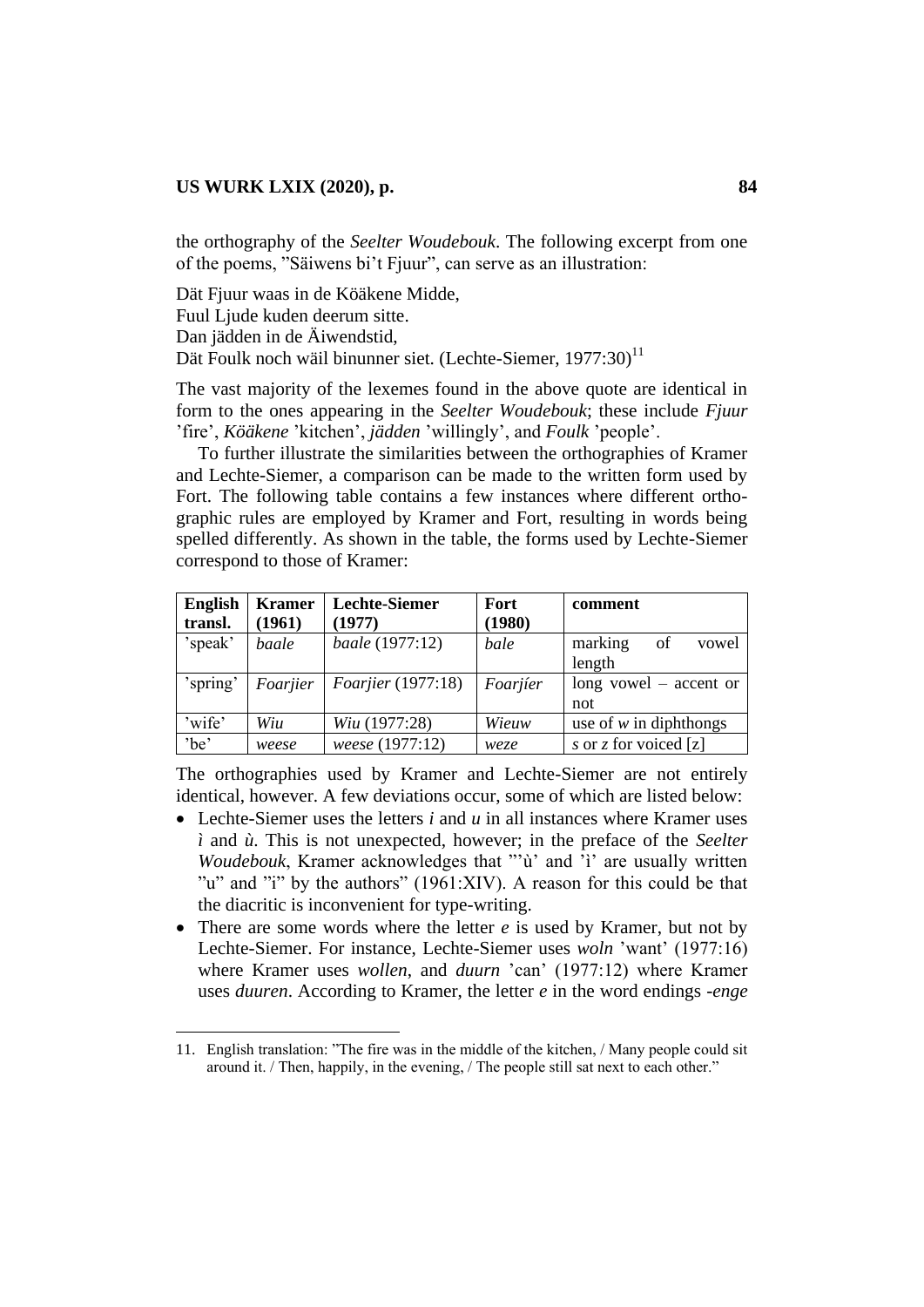the orthography of the *Seelter Woudebouk*. The following excerpt from one of the poems, "Säiwens bi't Fjuur", can serve as an illustration:

Dät Fjuur waas in de Kööäkene Midde,  
Fuul Ljude kuden deerum sitte.  
Dan jädden in de Äiwendstid,  
Dät Foulk noch wäil binunner siet. (Lechte-Siemer, 1977:30)[11]

The vast majority of the lexemes found in the above quote are identical in form to the ones appearing in the *Seelter Woudebouk*; these include *Fjuur* 'fire', *Kööäkene* 'kitchen', *jädden* 'willingly', and *Foulk* 'people'.

To further illustrate the similarities between the orthographies of Kramer and Lechte-Siemer, a comparison can be made to the written form used by Fort. The following table contains a few instances where different orthographic rules are employed by Kramer and Fort, resulting in words being spelled differently. As shown in the table, the forms used by Lechte-Siemer correspond to those of Kramer:

| **English transl.** | **Kramer (1961)** | **Lechte-Siemer (1977)** | **Fort (1980)** | **comment** |
|---|---|---|---|---|
| 'speak' | *baale* | *baale* (1977:12) | *bale* | marking of vowel length |
| 'spring' | *Foarjier* | *Foarjier* (1977:18) | *Foarjíer* | long vowel – accent or not |
| 'wife' | *Wiu* | *Wiu* (1977:28) | *Wieuw* | use of *w* in diphthongs |
| 'be' | *weese* | *weese* (1977:12) | *weze* | *s* or *z* for voiced [z] |

The orthographies used by Kramer and Lechte-Siemer are not entirely identical, however. A few deviations occur, some of which are listed below:

- Lechte-Siemer uses the letters *i* and *u* in all instances where Kramer uses *ì* and *ù*. This is not unexpected, however; in the preface of the *Seelter Woudebouk*, Kramer acknowledges that "'ù' and 'ì' are usually written "u" and "i" by the authors" (1961:XIV). A reason for this could be that the diacritic is inconvenient for type-writing.
- There are some words where the letter *e* is used by Kramer, but not by Lechte-Siemer. For instance, Lechte-Siemer uses *woln* 'want' (1977:16) where Kramer uses *wollen*, and *duurn* 'can' (1977:12) where Kramer uses *duuren*. According to Kramer, the letter *e* in the word endings *-enge*

---

11. English translation: "The fire was in the middle of the kitchen, / Many people could sit around it. / Then, happily, in the evening, / The people still sat next to each other."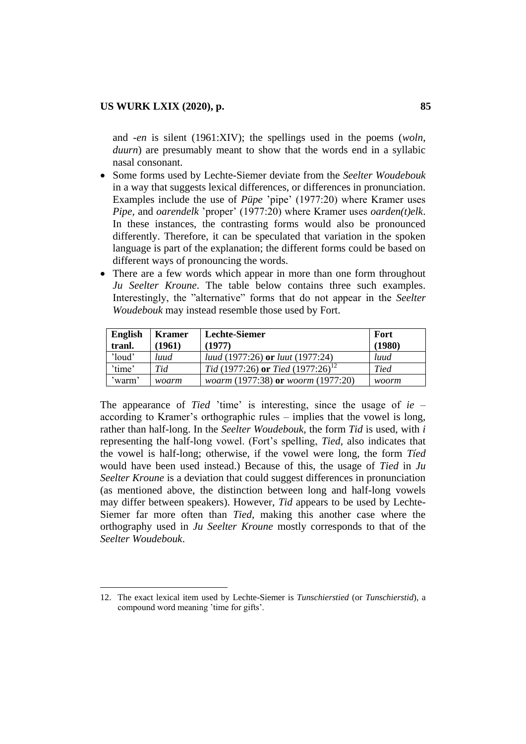and *-en* is silent (1961:XIV); the spellings used in the poems (*woln*, *duurn*) are presumably meant to show that the words end in a syllabic nasal consonant.

- Some forms used by Lechte-Siemer deviate from the *Seelter Woudebouk* in a way that suggests lexical differences, or differences in pronunciation. Examples include the use of *Püpe* 'pipe' (1977:20) where Kramer uses *Pipe*, and *oarendelk* 'proper' (1977:20) where Kramer uses *oarden(t)elk*. In these instances, the contrasting forms would also be pronounced differently. Therefore, it can be speculated that variation in the spoken language is part of the explanation; the different forms could be based on different ways of pronouncing the words.
- There are a few words which appear in more than one form throughout *Ju Seelter Kroune*. The table below contains three such examples. Interestingly, the "alternative" forms that do not appear in the *Seelter Woudebouk* may instead resemble those used by Fort.

| English tranl. | Kramer (1961) | Lechte-Siemer (1977) | Fort (1980) |
|---|---|---|---|
| 'loud' | *luud* | *luud* (1977:26) **or** *luut* (1977:24) | *luud* |
| 'time' | *Tid* | *Tid* (1977:26) **or** *Tied* (1977:26)[12] | *Tied* |
| 'warm' | *woarm* | *woarm* (1977:38) **or** *woorm* (1977:20) | *woorm* |

The appearance of *Tied* 'time' is interesting, since the usage of *ie* – according to Kramer's orthographic rules – implies that the vowel is long, rather than half-long. In the *Seelter Woudebouk*, the form *Tid* is used, with *i* representing the half-long vowel. (Fort's spelling, *Tied*, also indicates that the vowel is half-long; otherwise, if the vowel were long, the form *Tíed* would have been used instead.) Because of this, the usage of *Tied* in *Ju Seelter Kroune* is a deviation that could suggest differences in pronunciation (as mentioned above, the distinction between long and half-long vowels may differ between speakers). However, *Tid* appears to be used by Lechte-Siemer far more often than *Tied*, making this another case where the orthography used in *Ju Seelter Kroune* mostly corresponds to that of the *Seelter Woudebouk*.

---

12. The exact lexical item used by Lechte-Siemer is *Tunschierstied* (or *Tunschierstid*), a compound word meaning 'time for gifts'.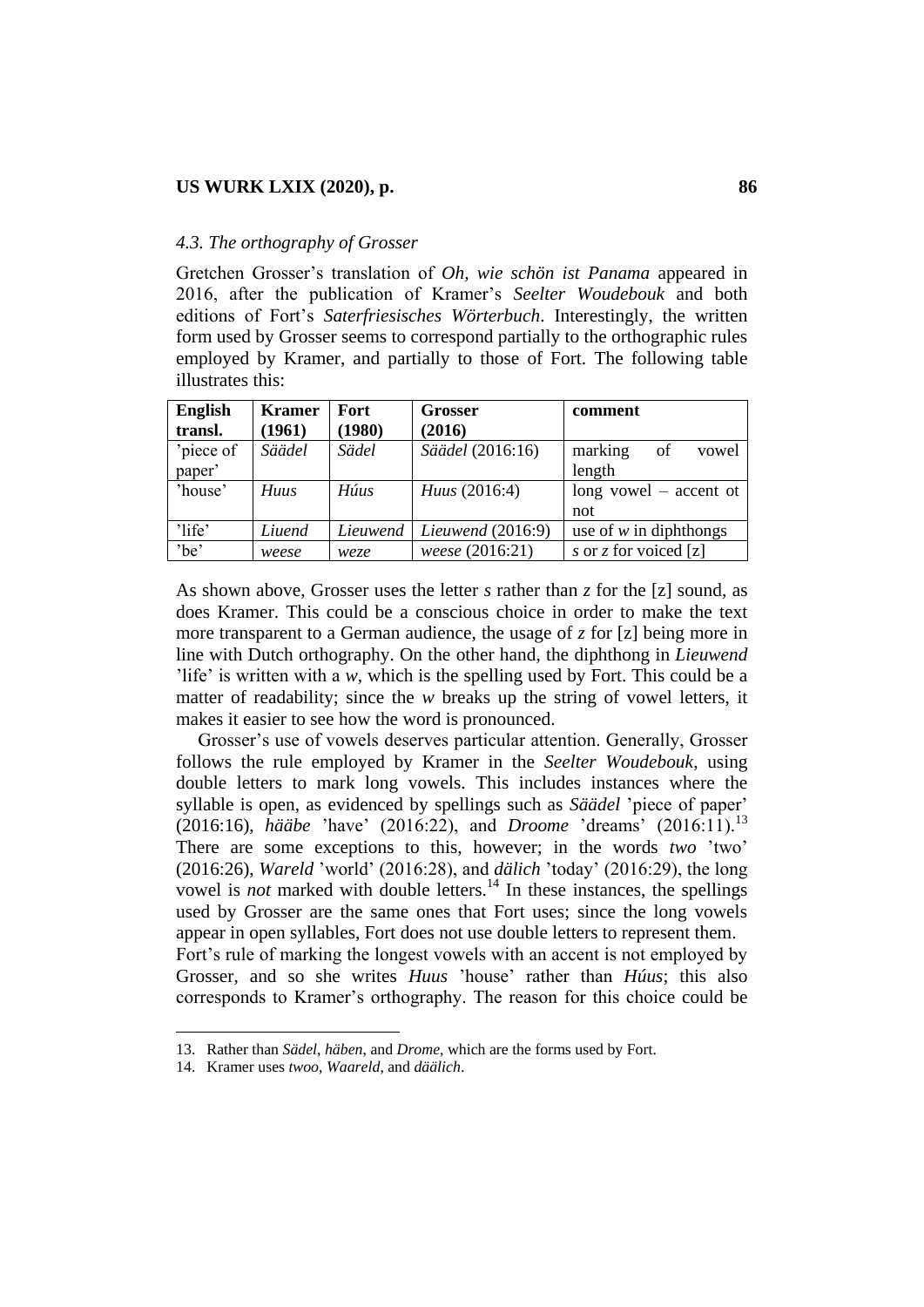*4.3. The orthography of Grosser*

Gretchen Grosser's translation of *Oh, wie schön ist Panama* appeared in 2016, after the publication of Kramer's *Seelter Woudebouk* and both editions of Fort's *Saterfriesisches Wörterbuch*. Interestingly, the written form used by Grosser seems to correspond partially to the orthographic rules employed by Kramer, and partially to those of Fort. The following table illustrates this:

| **English transl.** | **Kramer (1961)** | **Fort (1980)** | **Grosser (2016)** | **comment** |
|---|---|---|---|---|
| 'piece of paper' | *Säädel* | *Sädel* | *Säädel* (2016:16) | marking of vowel length |
| 'house' | *Huus* | *Húus* | *Huus* (2016:4) | long vowel – accent ot not |
| 'life' | *Liuend* | *Lieuwend* | *Lieuwend* (2016:9) | use of *w* in diphthongs |
| 'be' | *weese* | *weze* | *weese* (2016:21) | *s* or *z* for voiced [z] |

As shown above, Grosser uses the letter *s* rather than *z* for the [z] sound, as does Kramer. This could be a conscious choice in order to make the text more transparent to a German audience, the usage of *z* for [z] being more in line with Dutch orthography. On the other hand, the diphthong in *Lieuwend* 'life' is written with a *w*, which is the spelling used by Fort. This could be a matter of readability; since the *w* breaks up the string of vowel letters, it makes it easier to see how the word is pronounced.

Grosser's use of vowels deserves particular attention. Generally, Grosser follows the rule employed by Kramer in the *Seelter Woudebouk*, using double letters to mark long vowels. This includes instances where the syllable is open, as evidenced by spellings such as *Säädel* 'piece of paper' (2016:16), *hääbe* 'have' (2016:22), and *Droome* 'dreams' (2016:11).[13] There are some exceptions to this, however; in the words *two* 'two' (2016:26), *Wareld* 'world' (2016:28), and *dälich* 'today' (2016:29), the long vowel is *not* marked with double letters.[14] In these instances, the spellings used by Grosser are the same ones that Fort uses; since the long vowels appear in open syllables, Fort does not use double letters to represent them.
Fort's rule of marking the longest vowels with an accent is not employed by Grosser, and so she writes *Huus* 'house' rather than *Húus*; this also corresponds to Kramer's orthography. The reason for this choice could be

13. Rather than *Sädel*, *häben*, and *Drome*, which are the forms used by Fort.

14. Kramer uses *twoo*, *Waareld*, and *däälich*.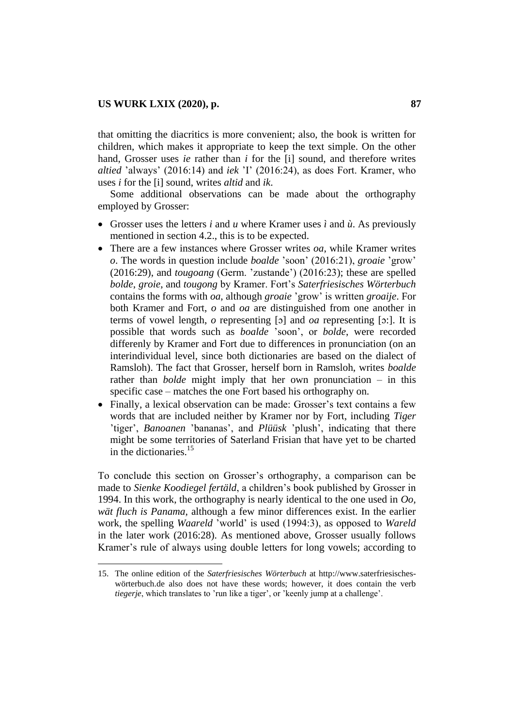that omitting the diacritics is more convenient; also, the book is written for children, which makes it appropriate to keep the text simple. On the other hand, Grosser uses *ie* rather than *i* for the [i] sound, and therefore writes *altied* 'always' (2016:14) and *iek* 'I' (2016:24), as does Fort. Kramer, who uses *i* for the [i] sound, writes *altid* and *ik*.

Some additional observations can be made about the orthography employed by Grosser:

- Grosser uses the letters *i* and *u* where Kramer uses *ì* and *ù*. As previously mentioned in section 4.2., this is to be expected.
- There are a few instances where Grosser writes *oa*, while Kramer writes *o*. The words in question include *boalde* 'soon' (2016:21), *groaie* 'grow' (2016:29), and *tougoang* (Germ. 'zustande') (2016:23); these are spelled *bolde*, *groie*, and *tougong* by Kramer. Fort's *Saterfriesisches Wörterbuch* contains the forms with *oa*, although *groaie* 'grow' is written *groaije*. For both Kramer and Fort, *o* and *oa* are distinguished from one another in terms of vowel length, *o* representing [ɔ] and *oa* representing [ɔ:]. It is possible that words such as *boalde* 'soon', or *bolde*, were recorded differenly by Kramer and Fort due to differences in pronunciation (on an interindividual level, since both dictionaries are based on the dialect of Ramsloh). The fact that Grosser, herself born in Ramsloh, writes *boalde* rather than *bolde* might imply that her own pronunciation – in this specific case – matches the one Fort based his orthography on.
- Finally, a lexical observation can be made: Grosser's text contains a few words that are included neither by Kramer nor by Fort, including *Tiger* 'tiger', *Banoanen* 'bananas', and *Plüüsk* 'plush', indicating that there might be some territories of Saterland Frisian that have yet to be charted in the dictionaries.[15]

To conclude this section on Grosser's orthography, a comparison can be made to *Sienke Koodiegel fertäld*, a children's book published by Grosser in 1994. In this work, the orthography is nearly identical to the one used in *Oo, wät fluch is Panama*, although a few minor differences exist. In the earlier work, the spelling *Waareld* 'world' is used (1994:3), as opposed to *Wareld* in the later work (2016:28). As mentioned above, Grosser usually follows Kramer's rule of always using double letters for long vowels; according to

15. The online edition of the *Saterfriesisches Wörterbuch* at http://www.saterfriesisches-wörterbuch.de also does not have these words; however, it does contain the verb *tiegerje*, which translates to 'run like a tiger', or 'keenly jump at a challenge'.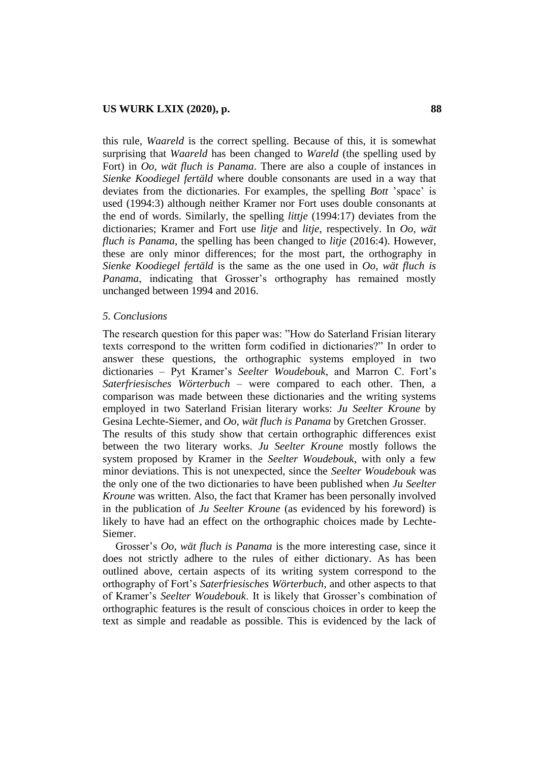this rule, *Waareld* is the correct spelling. Because of this, it is somewhat surprising that *Waareld* has been changed to *Wareld* (the spelling used by Fort) in *Oo, wät fluch is Panama*. There are also a couple of instances in *Sienke Koodiegel fertäld* where double consonants are used in a way that deviates from the dictionaries. For examples, the spelling *Bott* 'space' is used (1994:3) although neither Kramer nor Fort uses double consonants at the end of words. Similarly, the spelling *littje* (1994:17) deviates from the dictionaries; Kramer and Fort use *lìtje* and *litje*, respectively. In *Oo, wät fluch is Panama*, the spelling has been changed to *litje* (2016:4). However, these are only minor differences; for the most part, the orthography in *Sienke Koodiegel fertäld* is the same as the one used in *Oo, wät fluch is Panama*, indicating that Grosser's orthography has remained mostly unchanged between 1994 and 2016.

*5. Conclusions*

The research question for this paper was: "How do Saterland Frisian literary texts correspond to the written form codified in dictionaries?" In order to answer these questions, the orthographic systems employed in two dictionaries – Pyt Kramer's *Seelter Woudebouk*, and Marron C. Fort's *Saterfriesisches Wörterbuch* – were compared to each other. Then, a comparison was made between these dictionaries and the writing systems employed in two Saterland Frisian literary works: *Ju Seelter Kroune* by Gesina Lechte-Siemer, and *Oo, wät fluch is Panama* by Gretchen Grosser.

The results of this study show that certain orthographic differences exist between the two literary works. *Ju Seelter Kroune* mostly follows the system proposed by Kramer in the *Seelter Woudebouk*, with only a few minor deviations. This is not unexpected, since the *Seelter Woudebouk* was the only one of the two dictionaries to have been published when *Ju Seelter Kroune* was written. Also, the fact that Kramer has been personally involved in the publication of *Ju Seelter Kroune* (as evidenced by his foreword) is likely to have had an effect on the orthographic choices made by Lechte-Siemer.

Grosser's *Oo, wät fluch is Panama* is the more interesting case, since it does not strictly adhere to the rules of either dictionary. As has been outlined above, certain aspects of its writing system correspond to the orthography of Fort's *Saterfriesisches Wörterbuch*, and other aspects to that of Kramer's *Seelter Woudebouk*. It is likely that Grosser's combination of orthographic features is the result of conscious choices in order to keep the text as simple and readable as possible. This is evidenced by the lack of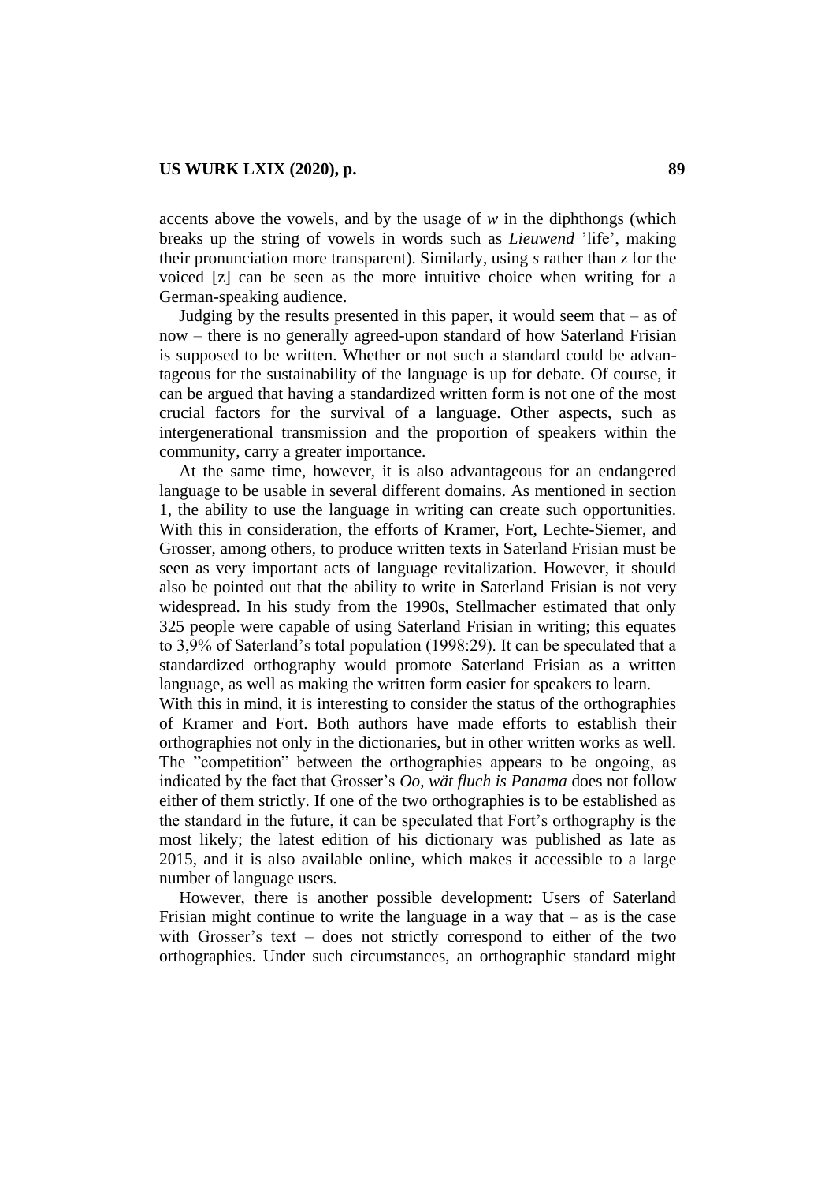accents above the vowels, and by the usage of *w* in the diphthongs (which breaks up the string of vowels in words such as *Lieuwend* 'life', making their pronunciation more transparent). Similarly, using *s* rather than *z* for the voiced [z] can be seen as the more intuitive choice when writing for a German-speaking audience.

Judging by the results presented in this paper, it would seem that – as of now – there is no generally agreed-upon standard of how Saterland Frisian is supposed to be written. Whether or not such a standard could be advantageous for the sustainability of the language is up for debate. Of course, it can be argued that having a standardized written form is not one of the most crucial factors for the survival of a language. Other aspects, such as intergenerational transmission and the proportion of speakers within the community, carry a greater importance.

At the same time, however, it is also advantageous for an endangered language to be usable in several different domains. As mentioned in section 1, the ability to use the language in writing can create such opportunities. With this in consideration, the efforts of Kramer, Fort, Lechte-Siemer, and Grosser, among others, to produce written texts in Saterland Frisian must be seen as very important acts of language revitalization. However, it should also be pointed out that the ability to write in Saterland Frisian is not very widespread. In his study from the 1990s, Stellmacher estimated that only 325 people were capable of using Saterland Frisian in writing; this equates to 3,9% of Saterland's total population (1998:29). It can be speculated that a standardized orthography would promote Saterland Frisian as a written language, as well as making the written form easier for speakers to learn.

With this in mind, it is interesting to consider the status of the orthographies of Kramer and Fort. Both authors have made efforts to establish their orthographies not only in the dictionaries, but in other written works as well. The "competition" between the orthographies appears to be ongoing, as indicated by the fact that Grosser's *Oo, wät fluch is Panama* does not follow either of them strictly. If one of the two orthographies is to be established as the standard in the future, it can be speculated that Fort's orthography is the most likely; the latest edition of his dictionary was published as late as 2015, and it is also available online, which makes it accessible to a large number of language users.

However, there is another possible development: Users of Saterland Frisian might continue to write the language in a way that – as is the case with Grosser's text – does not strictly correspond to either of the two orthographies. Under such circumstances, an orthographic standard might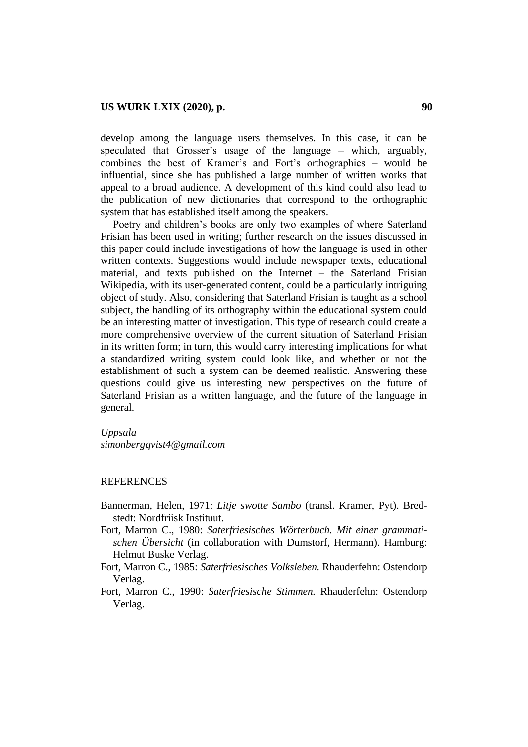develop among the language users themselves. In this case, it can be speculated that Grosser's usage of the language – which, arguably, combines the best of Kramer's and Fort's orthographies – would be influential, since she has published a large number of written works that appeal to a broad audience. A development of this kind could also lead to the publication of new dictionaries that correspond to the orthographic system that has established itself among the speakers.

Poetry and children's books are only two examples of where Saterland Frisian has been used in writing; further research on the issues discussed in this paper could include investigations of how the language is used in other written contexts. Suggestions would include newspaper texts, educational material, and texts published on the Internet – the Saterland Frisian Wikipedia, with its user-generated content, could be a particularly intriguing object of study. Also, considering that Saterland Frisian is taught as a school subject, the handling of its orthography within the educational system could be an interesting matter of investigation. This type of research could create a more comprehensive overview of the current situation of Saterland Frisian in its written form; in turn, this would carry interesting implications for what a standardized writing system could look like, and whether or not the establishment of such a system can be deemed realistic. Answering these questions could give us interesting new perspectives on the future of Saterland Frisian as a written language, and the future of the language in general.

*Uppsala*
*simonbergqvist4@gmail.com*

## REFERENCES

Bannerman, Helen, 1971: *Litje swotte Sambo* (transl. Kramer, Pyt). Bredstedt: Nordfriisk Instituut.

Fort, Marron C., 1980: *Saterfriesisches Wörterbuch. Mit einer grammatischen Übersicht* (in collaboration with Dumstorf, Hermann). Hamburg: Helmut Buske Verlag.

Fort, Marron C., 1985: *Saterfriesisches Volksleben.* Rhauderfehn: Ostendorp Verlag.

Fort, Marron C., 1990: *Saterfriesische Stimmen.* Rhauderfehn: Ostendorp Verlag.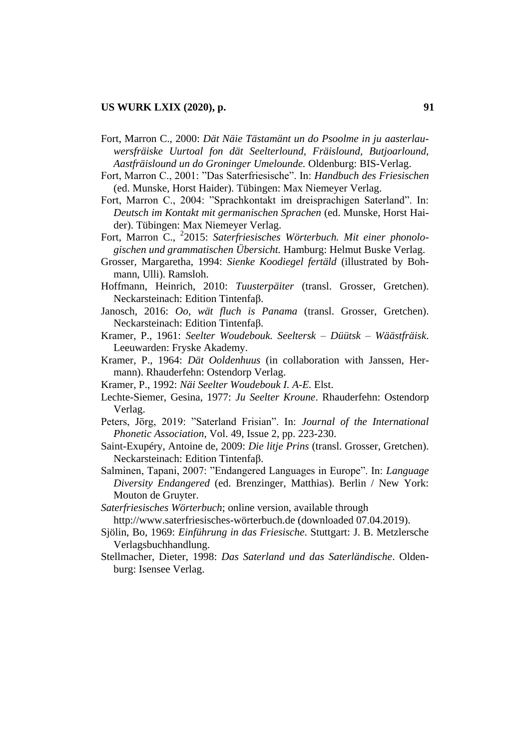Fort, Marron C., 2000: *Dät Näie Tästamänt un do Psoolme in ju aasterlauwersfräiske Uurtoal fon dät Seelterlound, Fräislound, Butjoarlound, Aastfräislound un do Groninger Umelounde.* Oldenburg: BIS-Verlag.

Fort, Marron C., 2001: "Das Saterfriesische". In: *Handbuch des Friesischen* (ed. Munske, Horst Haider). Tübingen: Max Niemeyer Verlag.

Fort, Marron C., 2004: "Sprachkontakt im dreisprachigen Saterland". In: *Deutsch im Kontakt mit germanischen Sprachen* (ed. Munske, Horst Haider). Tübingen: Max Niemeyer Verlag.

Fort, Marron C., [2]2015: *Saterfriesisches Wörterbuch. Mit einer phonologischen und grammatischen Übersicht.* Hamburg: Helmut Buske Verlag.

Grosser, Margaretha, 1994: *Sienke Koodiegel fertäld* (illustrated by Bohmann, Ulli). Ramsloh.

Hoffmann, Heinrich, 2010: *Tuusterpäiter* (transl. Grosser, Gretchen). Neckarsteinach: Edition Tintenfaβ.

Janosch, 2016: *Oo, wät fluch is Panama* (transl. Grosser, Gretchen). Neckarsteinach: Edition Tintenfaβ.

Kramer, P., 1961: *Seelter Woudebouk. Seeltersk – Düütsk – Wäästfräisk*. Leeuwarden: Fryske Akademy.

Kramer, P., 1964: *Dät Ooldenhuus* (in collaboration with Janssen, Hermann). Rhauderfehn: Ostendorp Verlag.

Kramer, P., 1992: *Näi Seelter Woudebouk I. A-E.* Elst.

Lechte-Siemer, Gesina, 1977: *Ju Seelter Kroune*. Rhauderfehn: Ostendorp Verlag.

Peters, Jörg, 2019: "Saterland Frisian". In: *Journal of the International Phonetic Association*, Vol. 49, Issue 2, pp. 223-230.

Saint-Exupéry, Antoine de, 2009: *Die litje Prins* (transl. Grosser, Gretchen). Neckarsteinach: Edition Tintenfaβ.

Salminen, Tapani, 2007: "Endangered Languages in Europe". In: *Language Diversity Endangered* (ed. Brenzinger, Matthias). Berlin / New York: Mouton de Gruyter.

*Saterfriesisches Wörterbuch*; online version, available through http://www.saterfriesisches-wörterbuch.de (downloaded 07.04.2019).

Sjölin, Bo, 1969: *Einführung in das Friesische*. Stuttgart: J. B. Metzlersche Verlagsbuchhandlung.

Stellmacher, Dieter, 1998: *Das Saterland und das Saterländische*. Oldenburg: Isensee Verlag.